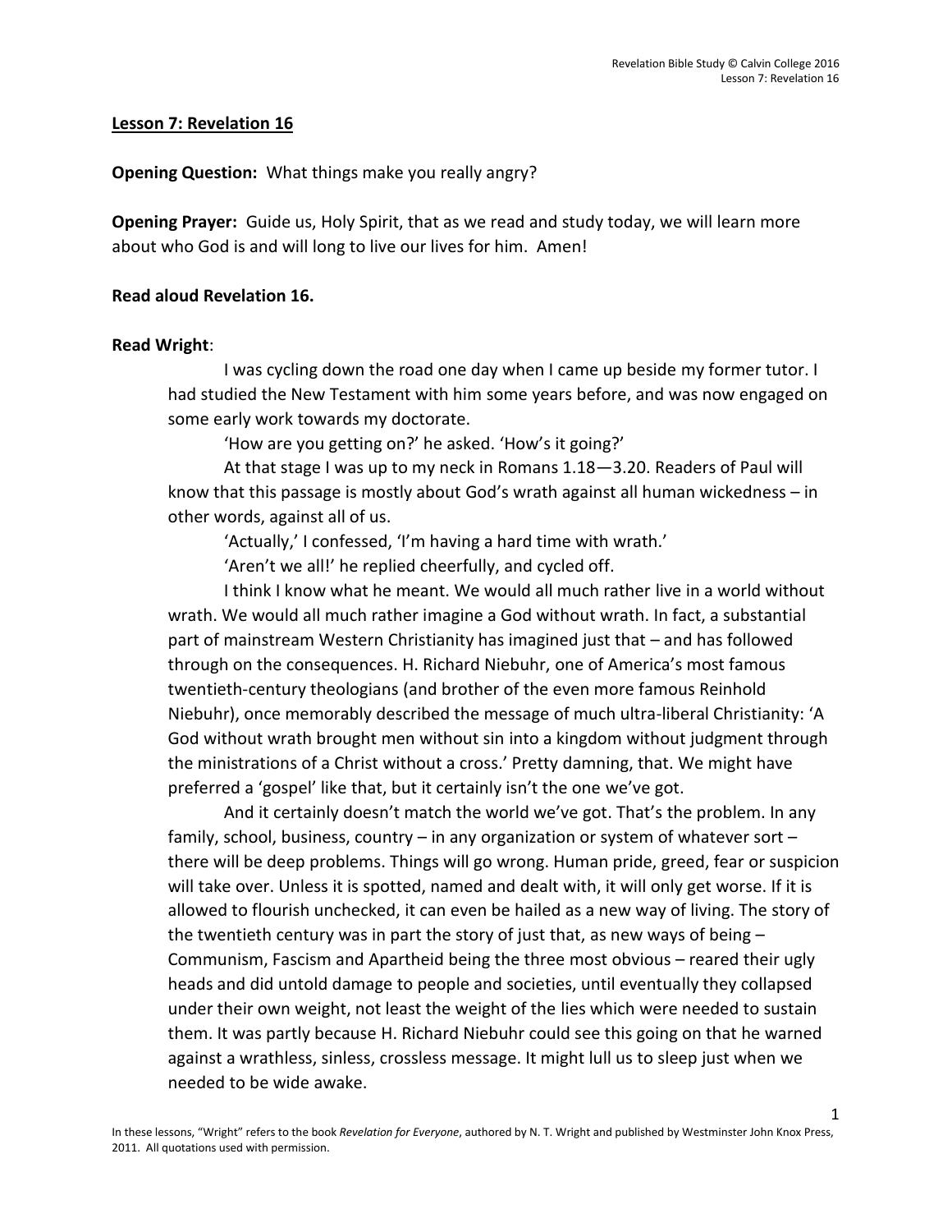**Lesson 7: Revelation 16**

**Opening Question:** What things make you really angry?

**Opening Prayer:** Guide us, Holy Spirit, that as we read and study today, we will learn more about who God is and will long to live our lives for him. Amen!

**Read aloud Revelation 16.**

**Read Wright**:

> I was cycling down the road one day when I came up beside my former tutor. I had studied the New Testament with him some years before, and was now engaged on some early work towards my doctorate.
>
> 'How are you getting on?' he asked. 'How's it going?'
>
> At that stage I was up to my neck in Romans 1.18—3.20. Readers of Paul will know that this passage is mostly about God's wrath against all human wickedness – in other words, against all of us.
>
> 'Actually,' I confessed, 'I'm having a hard time with wrath.'
>
> 'Aren't we all!' he replied cheerfully, and cycled off.
>
> I think I know what he meant. We would all much rather live in a world without wrath. We would all much rather imagine a God without wrath. In fact, a substantial part of mainstream Western Christianity has imagined just that – and has followed through on the consequences. H. Richard Niebuhr, one of America's most famous twentieth-century theologians (and brother of the even more famous Reinhold Niebuhr), once memorably described the message of much ultra-liberal Christianity: 'A God without wrath brought men without sin into a kingdom without judgment through the ministrations of a Christ without a cross.' Pretty damning, that. We might have preferred a 'gospel' like that, but it certainly isn't the one we've got.
>
> And it certainly doesn't match the world we've got. That's the problem. In any family, school, business, country – in any organization or system of whatever sort – there will be deep problems. Things will go wrong. Human pride, greed, fear or suspicion will take over. Unless it is spotted, named and dealt with, it will only get worse. If it is allowed to flourish unchecked, it can even be hailed as a new way of living. The story of the twentieth century was in part the story of just that, as new ways of being – Communism, Fascism and Apartheid being the three most obvious – reared their ugly heads and did untold damage to people and societies, until eventually they collapsed under their own weight, not least the weight of the lies which were needed to sustain them. It was partly because H. Richard Niebuhr could see this going on that he warned against a wrathless, sinless, crossless message. It might lull us to sleep just when we needed to be wide awake.

In these lessons, "Wright" refers to the book *Revelation for Everyone*, authored by N. T. Wright and published by Westminster John Knox Press, 2011. All quotations used with permission.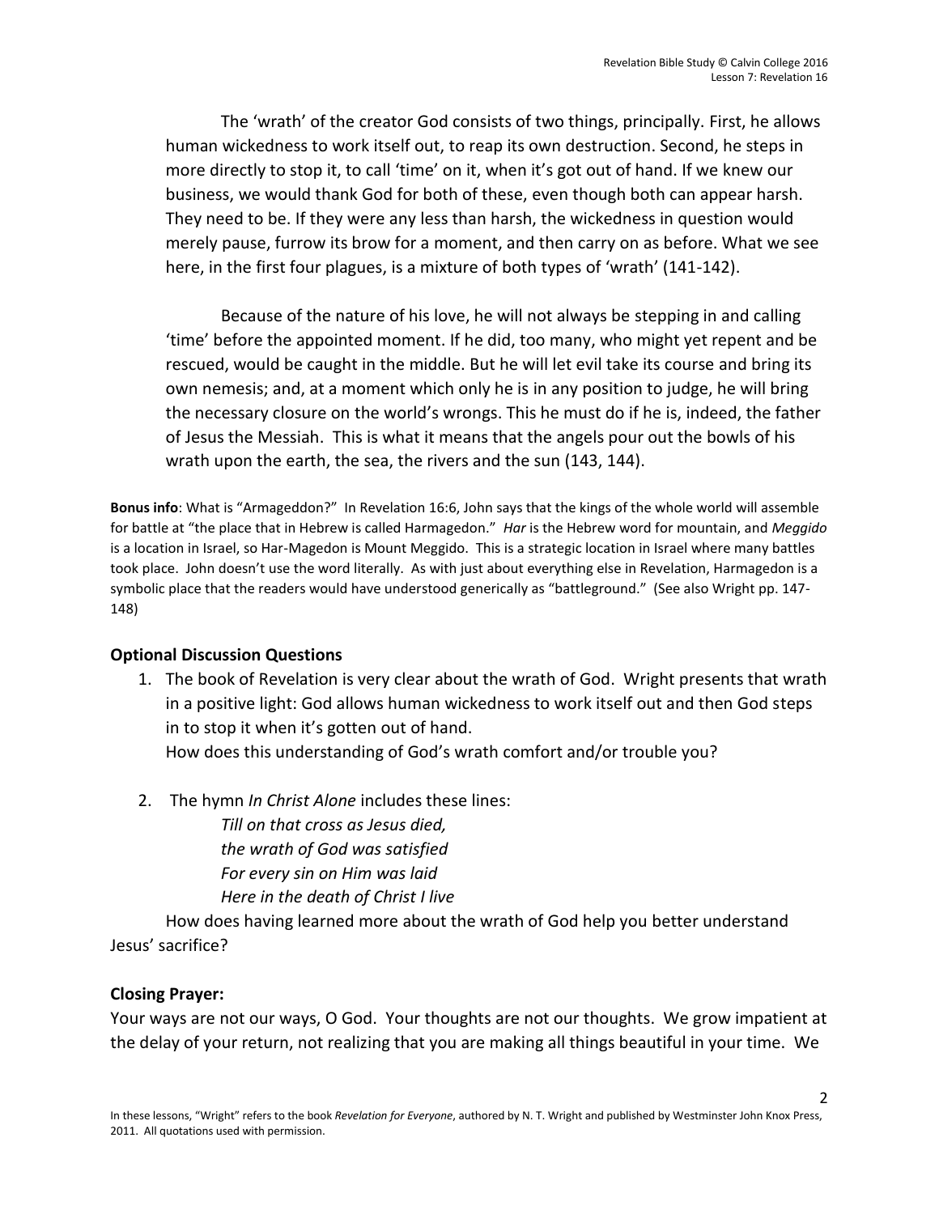The 'wrath' of the creator God consists of two things, principally. First, he allows human wickedness to work itself out, to reap its own destruction. Second, he steps in more directly to stop it, to call 'time' on it, when it's got out of hand. If we knew our business, we would thank God for both of these, even though both can appear harsh. They need to be. If they were any less than harsh, the wickedness in question would merely pause, furrow its brow for a moment, and then carry on as before. What we see here, in the first four plagues, is a mixture of both types of 'wrath' (141-142).

Because of the nature of his love, he will not always be stepping in and calling 'time' before the appointed moment. If he did, too many, who might yet repent and be rescued, would be caught in the middle. But he will let evil take its course and bring its own nemesis; and, at a moment which only he is in any position to judge, he will bring the necessary closure on the world's wrongs. This he must do if he is, indeed, the father of Jesus the Messiah. This is what it means that the angels pour out the bowls of his wrath upon the earth, the sea, the rivers and the sun (143, 144).

**Bonus info**: What is "Armageddon?" In Revelation 16:6, John says that the kings of the whole world will assemble for battle at "the place that in Hebrew is called Harmagedon." *Har* is the Hebrew word for mountain, and *Meggido* is a location in Israel, so Har-Magedon is Mount Meggido. This is a strategic location in Israel where many battles took place. John doesn't use the word literally. As with just about everything else in Revelation, Harmagedon is a symbolic place that the readers would have understood generically as "battleground." (See also Wright pp. 147-148)

## Optional Discussion Questions

1. The book of Revelation is very clear about the wrath of God. Wright presents that wrath in a positive light: God allows human wickedness to work itself out and then God steps in to stop it when it's gotten out of hand.
   How does this understanding of God's wrath comfort and/or trouble you?

2. The hymn *In Christ Alone* includes these lines:

   *Till on that cross as Jesus died,*
   *the wrath of God was satisfied*
   *For every sin on Him was laid*
   *Here in the death of Christ I live*

   How does having learned more about the wrath of God help you better understand Jesus' sacrifice?

## Closing Prayer:

Your ways are not our ways, O God. Your thoughts are not our thoughts. We grow impatient at the delay of your return, not realizing that you are making all things beautiful in your time. We

In these lessons, "Wright" refers to the book *Revelation for Everyone*, authored by N. T. Wright and published by Westminster John Knox Press, 2011. All quotations used with permission.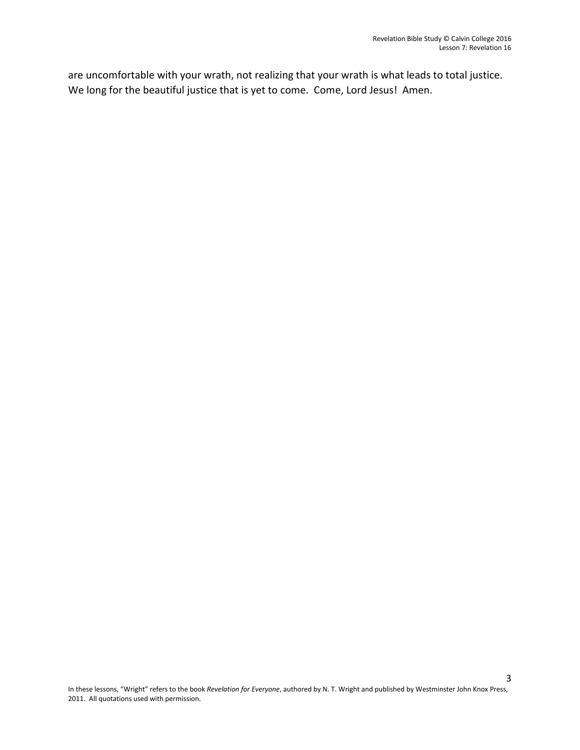are uncomfortable with your wrath, not realizing that your wrath is what leads to total justice. We long for the beautiful justice that is yet to come. Come, Lord Jesus! Amen.